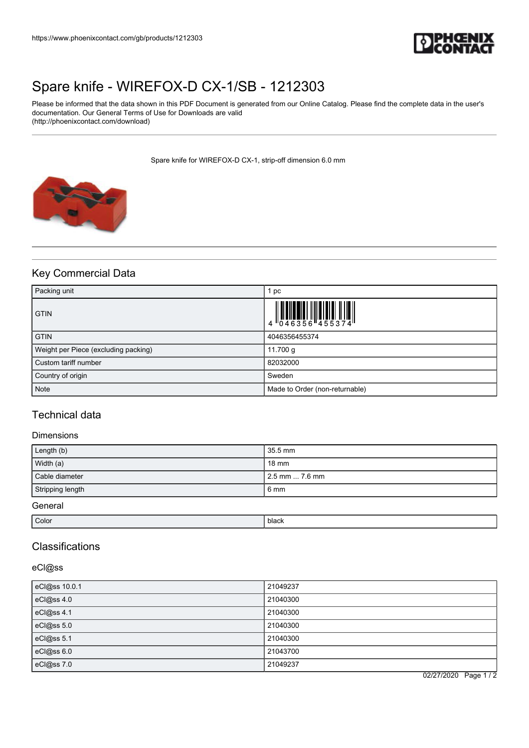# Spare knife - WIREFOX-D CX-1/SB - 1212303

Please be informed that the data shown in this PDF Document is generated from our Online Catalog. Please find the complete data in the user's documentation. Our General Terms of Use for Downloads are valid (http://phoenixcontact.com/download)

Spare knife for WIREFOX-D CX-1, strip-off dimension 6.0 mm

## Key Commercial Data

| Packing unit | 1 pc |
|---|---|
| GTIN | 4 046356 455374 |
| GTIN | 4046356455374 |
| Weight per Piece (excluding packing) | 11.700 g |
| Custom tariff number | 82032000 |
| Country of origin | Sweden |
| Note | Made to Order (non-returnable) |

## Technical data

### Dimensions

| Length (b) | 35.5 mm |
|---|---|
| Width (a) | 18 mm |
| Cable diameter | 2.5 mm ... 7.6 mm |
| Stripping length | 6 mm |

### General

| Color | black |
|---|---|

## Classifications

### eCl@ss

| eCl@ss 10.0.1 | 21049237 |
|---|---|
| eCl@ss 4.0 | 21040300 |
| eCl@ss 4.1 | 21040300 |
| eCl@ss 5.0 | 21040300 |
| eCl@ss 5.1 | 21040300 |
| eCl@ss 6.0 | 21043700 |
| eCl@ss 7.0 | 21049237 |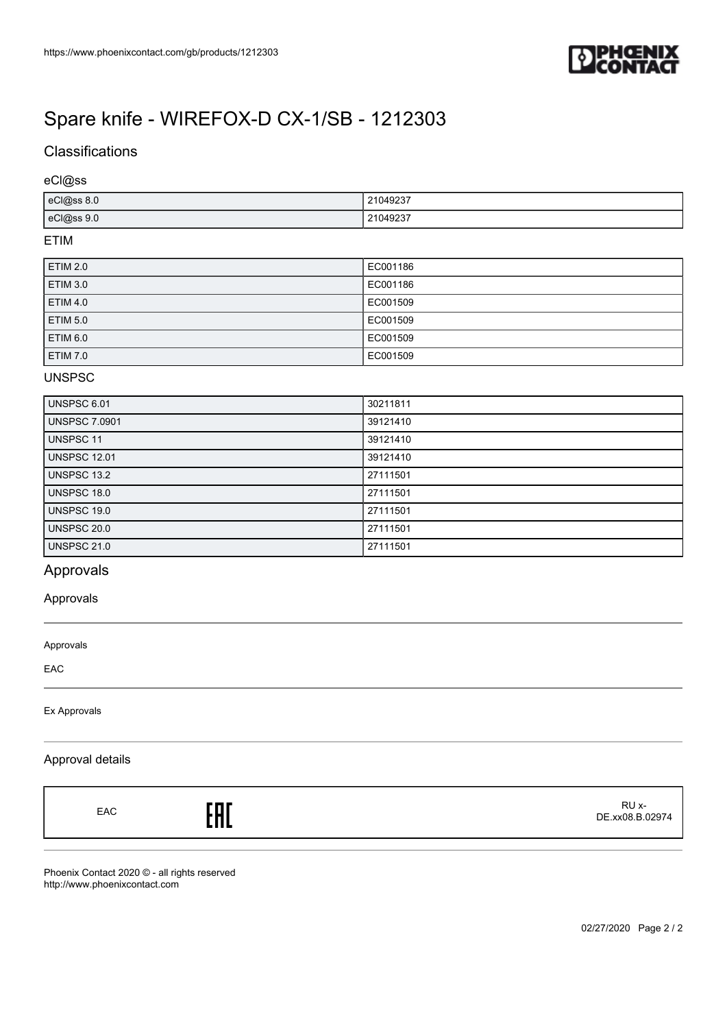# Spare knife - WIREFOX-D CX-1/SB - 1212303

## Classifications

### eCl@ss

| | |
|---|---|
| eCl@ss 8.0 | 21049237 |
| eCl@ss 9.0 | 21049237 |

### ETIM

| | |
|---|---|
| ETIM 2.0 | EC001186 |
| ETIM 3.0 | EC001186 |
| ETIM 4.0 | EC001509 |
| ETIM 5.0 | EC001509 |
| ETIM 6.0 | EC001509 |
| ETIM 7.0 | EC001509 |

### UNSPSC

| | |
|---|---|
| UNSPSC 6.01 | 30211811 |
| UNSPSC 7.0901 | 39121410 |
| UNSPSC 11 | 39121410 |
| UNSPSC 12.01 | 39121410 |
| UNSPSC 13.2 | 27111501 |
| UNSPSC 18.0 | 27111501 |
| UNSPSC 19.0 | 27111501 |
| UNSPSC 20.0 | 27111501 |
| UNSPSC 21.0 | 27111501 |

## Approvals

### Approvals

Approvals

EAC

Ex Approvals

### Approval details

| | | |
|---|---|---|
| EAC | EAC | RU x-DE.xx08.B.02974 |

Phoenix Contact 2020 © - all rights reserved
http://www.phoenixcontact.com